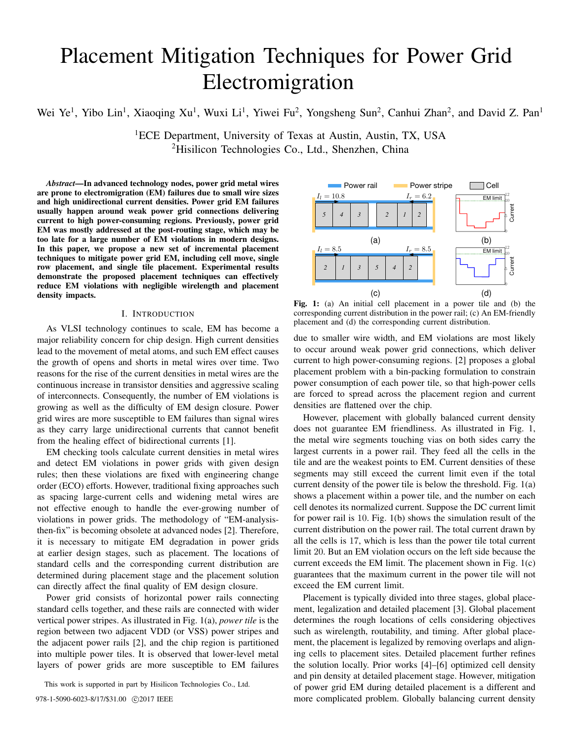# Placement Mitigation Techniques for Power Grid Electromigration

Wei Ye[1], Yibo Lin[1], Xiaoqing Xu[1], Wuxi Li[1], Yiwei Fu[2], Yongsheng Sun[2], Canhui Zhan[2], and David Z. Pan[1]

[1]ECE Department, University of Texas at Austin, Austin, TX, USA
[2]Hisilicon Technologies Co., Ltd., Shenzhen, China

***Abstract*—In advanced technology nodes, power grid metal wires are prone to electromigration (EM) failures due to small wire sizes and high unidirectional current densities. Power grid EM failures usually happen around weak power grid connections delivering current to high power-consuming regions. Previously, power grid EM was mostly addressed at the post-routing stage, which may be too late for a large number of EM violations in modern designs. In this paper, we propose a new set of incremental placement techniques to mitigate power grid EM, including cell move, single row placement, and single tile placement. Experimental results demonstrate the proposed placement techniques can effectively reduce EM violations with negligible wirelength and placement density impacts.**

## I. Introduction

As VLSI technology continues to scale, EM has become a major reliability concern for chip design. High current densities lead to the movement of metal atoms, and such EM effect causes the growth of opens and shorts in metal wires over time. Two reasons for the rise of the current densities in metal wires are the continuous increase in transistor densities and aggressive scaling of interconnects. Consequently, the number of EM violations is growing as well as the difficulty of EM design closure. Power grid wires are more susceptible to EM failures than signal wires as they carry large unidirectional currents that cannot benefit from the healing effect of bidirectional currents [1].

EM checking tools calculate current densities in metal wires and detect EM violations in power grids with given design rules; then these violations are fixed with engineering change order (ECO) efforts. However, traditional fixing approaches such as spacing large-current cells and widening metal wires are not effective enough to handle the ever-growing number of violations in power grids. The methodology of "EM-analysis-then-fix" is becoming obsolete at advanced nodes [2]. Therefore, it is necessary to mitigate EM degradation in power grids at earlier design stages, such as placement. The locations of standard cells and the corresponding current distribution are determined during placement stage and the placement solution can directly affect the final quality of EM design closure.

Power grid consists of horizontal power rails connecting standard cells together, and these rails are connected with wider vertical power stripes. As illustrated in Fig. 1(a), *power tile* is the region between two adjacent VDD (or VSS) power stripes and the adjacent power rails [2], and the chip region is partitioned into multiple power tiles. It is observed that lower-level metal layers of power grids are more susceptible to EM failures due to smaller wire width, and EM violations are most likely to occur around weak power grid connections, which deliver current to high power-consuming regions. [2] proposes a global placement problem with a bin-packing formulation to constrain power consumption of each power tile, so that high-power cells are forced to spread across the placement region and current densities are flattened over the chip.

**Fig. 1:** (a) An initial cell placement in a power tile and (b) the corresponding current distribution in the power rail; (c) An EM-friendly placement and (d) the corresponding current distribution.

However, placement with globally balanced current density does not guarantee EM friendliness. As illustrated in Fig. 1, the metal wire segments touching vias on both sides carry the largest currents in a power rail. They feed all the cells in the tile and are the weakest points to EM. Current densities of these segments may still exceed the current limit even if the total current density of the power tile is below the threshold. Fig. 1(a) shows a placement within a power tile, and the number on each cell denotes its normalized current. Suppose the DC current limit for power rail is 10. Fig. 1(b) shows the simulation result of the current distribution on the power rail. The total current drawn by all the cells is 17, which is less than the power tile total current limit 20. But an EM violation occurs on the left side because the current exceeds the EM limit. The placement shown in Fig. 1(c) guarantees that the maximum current in the power tile will not exceed the EM current limit.

Placement is typically divided into three stages, global placement, legalization and detailed placement [3]. Global placement determines the rough locations of cells considering objectives such as wirelength, routability, and timing. After global placement, the placement is legalized by removing overlaps and aligning cells to placement sites. Detailed placement further refines the solution locally. Prior works [4]–[6] optimized cell density and pin density at detailed placement stage. However, mitigation of power grid EM during detailed placement is a different and more complicated problem. Globally balancing current density

This work is supported in part by Hisilicon Technologies Co., Ltd.

978-1-5090-6023-8/17/$31.00 ©2017 IEEE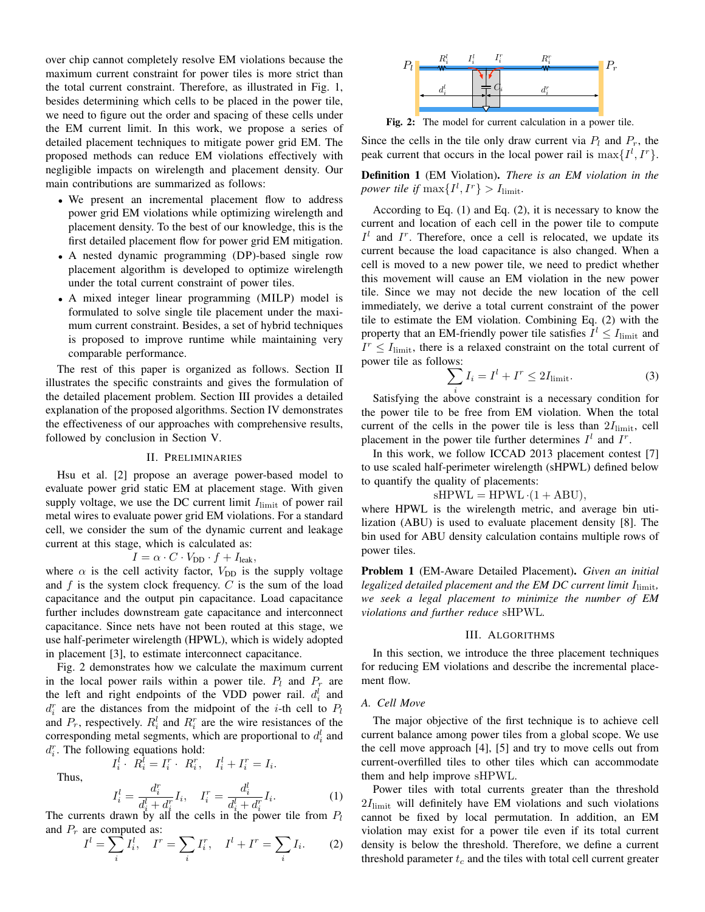over chip cannot completely resolve EM violations because the maximum current constraint for power tiles is more strict than the total current constraint. Therefore, as illustrated in Fig. 1, besides determining which cells to be placed in the power tile, we need to figure out the order and spacing of these cells under the EM current limit. In this work, we propose a series of detailed placement techniques to mitigate power grid EM. The proposed methods can reduce EM violations effectively with negligible impacts on wirelength and placement density. Our main contributions are summarized as follows:

- We present an incremental placement flow to address power grid EM violations while optimizing wirelength and placement density. To the best of our knowledge, this is the first detailed placement flow for power grid EM mitigation.
- A nested dynamic programming (DP)-based single row placement algorithm is developed to optimize wirelength under the total current constraint of power tiles.
- A mixed integer linear programming (MILP) model is formulated to solve single tile placement under the maximum current constraint. Besides, a set of hybrid techniques is proposed to improve runtime while maintaining very comparable performance.

The rest of this paper is organized as follows. Section II illustrates the specific constraints and gives the formulation of the detailed placement problem. Section III provides a detailed explanation of the proposed algorithms. Section IV demonstrates the effectiveness of our approaches with comprehensive results, followed by conclusion in Section V.

## II. Preliminaries

Hsu et al. [2] propose an average power-based model to evaluate power grid static EM at placement stage. With given supply voltage, we use the DC current limit $I_{\text{limit}}$ of power rail metal wires to evaluate power grid EM violations. For a standard cell, we consider the sum of the dynamic current and leakage current at this stage, which is calculated as:

$$I = \alpha \cdot C \cdot V_{\text{DD}} \cdot f + I_{\text{leak}},$$

where $\alpha$ is the cell activity factor, $V_{\text{DD}}$ is the supply voltage and $f$ is the system clock frequency. $C$ is the sum of the load capacitance and the output pin capacitance. Load capacitance further includes downstream gate capacitance and interconnect capacitance. Since nets have not been routed at this stage, we use half-perimeter wirelength (HPWL), which is widely adopted in placement [3], to estimate interconnect capacitance.

Fig. 2 demonstrates how we calculate the maximum current in the local power rails within a power tile. $P_l$ and $P_r$ are the left and right endpoints of the VDD power rail. $d_i^l$ and $d_i^r$ are the distances from the midpoint of the $i$-th cell to $P_l$ and $P_r$, respectively. $R_i^l$ and $R_i^r$ are the wire resistances of the corresponding metal segments, which are proportional to $d_i^l$ and $d_i^r$. The following equations hold:

$$I_i^l \cdot R_i^l = I_i^r \cdot R_i^r, \quad I_i^l + I_i^r = I_i.$$

Thus,

$$I_i^l = \frac{d_i^r}{d_i^l + d_i^r} I_i, \quad I_i^r = \frac{d_i^l}{d_i^l + d_i^r} I_i. \tag{1}$$

The currents drawn by all the cells in the power tile from $P_l$ and $P_r$ are computed as:

$$I^l = \sum_i I_i^l, \quad I^r = \sum_i I_i^r, \quad I^l + I^r = \sum_i I_i. \tag{2}$$

Fig. 2: The model for current calculation in a power tile.

Since the cells in the tile only draw current via $P_l$ and $P_r$, the peak current that occurs in the local power rail is $\max\{I^l, I^r\}$.

**Definition 1** (EM Violation). *There is an EM violation in the power tile if* $\max\{I^l, I^r\} > I_{\text{limit}}$.

According to Eq. (1) and Eq. (2), it is necessary to know the current and location of each cell in the power tile to compute $I^l$ and $I^r$. Therefore, once a cell is relocated, we update its current because the load capacitance is also changed. When a cell is moved to a new power tile, we need to predict whether this movement will cause an EM violation in the new power tile. Since we may not decide the new location of the cell immediately, we derive a total current constraint of the power tile to estimate the EM violation. Combining Eq. (2) with the property that an EM-friendly power tile satisfies $I^l \leq I_{\text{limit}}$ and $I^r \leq I_{\text{limit}}$, there is a relaxed constraint on the total current of power tile as follows:

$$\sum_i I_i = I^l + I^r \leq 2I_{\text{limit}}. \tag{3}$$

Satisfying the above constraint is a necessary condition for the power tile to be free from EM violation. When the total current of the cells in the power tile is less than $2I_{\text{limit}}$, cell placement in the power tile further determines $I^l$ and $I^r$.

In this work, we follow ICCAD 2013 placement contest [7] to use scaled half-perimeter wirelength (sHPWL) defined below to quantify the quality of placements:

$$\text{sHPWL} = \text{HPWL} \cdot (1 + \text{ABU}),$$

where HPWL is the wirelength metric, and average bin utilization (ABU) is used to evaluate placement density [8]. The bin used for ABU density calculation contains multiple rows of power tiles.

**Problem 1** (EM-Aware Detailed Placement). *Given an initial legalized detailed placement and the EM DC current limit* $I_{\text{limit}}$*, we seek a legal placement to minimize the number of EM violations and further reduce* sHPWL.

## III. Algorithms

In this section, we introduce the three placement techniques for reducing EM violations and describe the incremental placement flow.

### A. Cell Move

The major objective of the first technique is to achieve cell current balance among power tiles from a global scope. We use the cell move approach [4], [5] and try to move cells out from current-overfilled tiles to other tiles which can accommodate them and help improve sHPWL.

Power tiles with total currents greater than the threshold $2I_{\text{limit}}$ will definitely have EM violations and such violations cannot be fixed by local permutation. In addition, an EM violation may exist for a power tile even if its total current density is below the threshold. Therefore, we define a current threshold parameter $t_c$ and the tiles with total cell current greater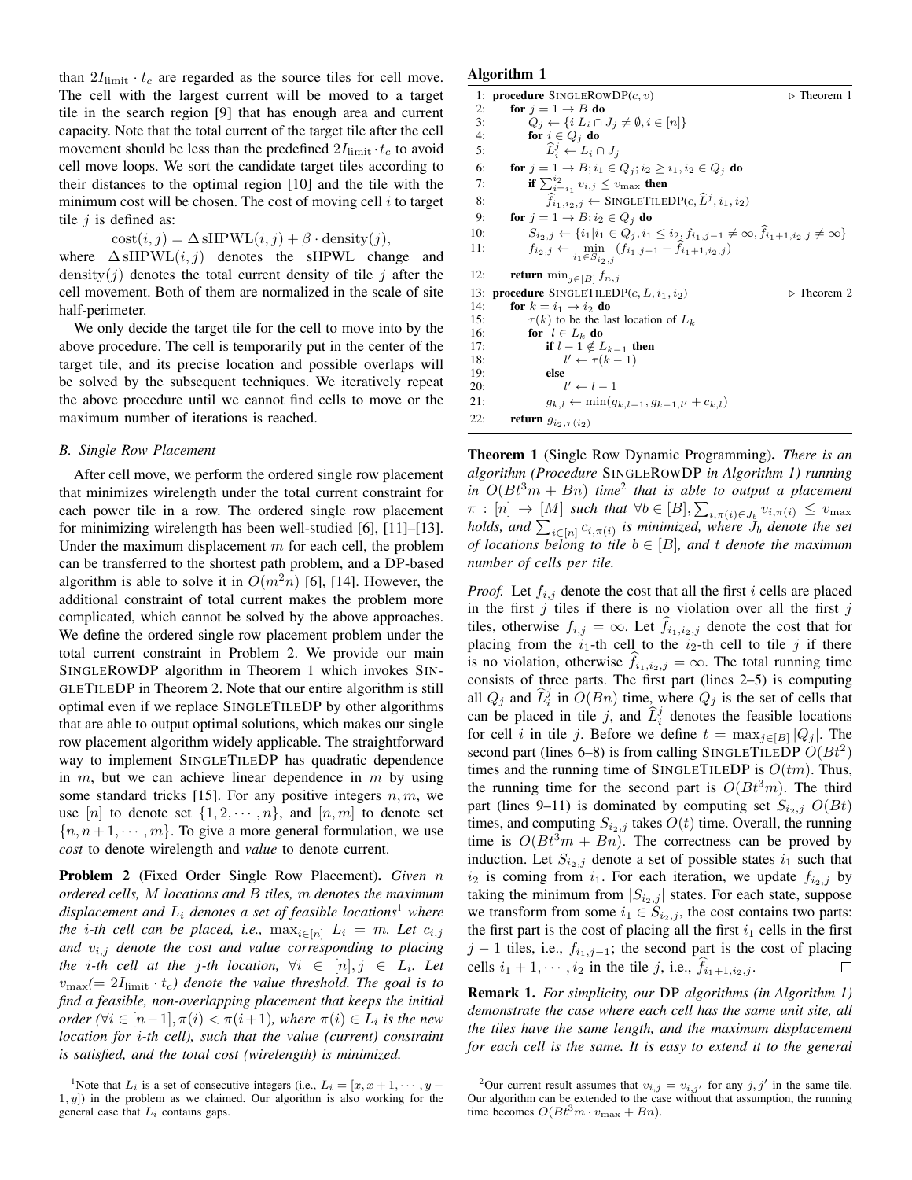than $2I_{\text{limit}} \cdot t_c$ are regarded as the source tiles for cell move. The cell with the largest current will be moved to a target tile in the search region [9] that has enough area and current capacity. Note that the total current of the target tile after the cell movement should be less than the predefined $2I_{\text{limit}} \cdot t_c$ to avoid cell move loops. We sort the candidate target tiles according to their distances to the optimal region [10] and the tile with the minimum cost will be chosen. The cost of moving cell $i$ to target tile $j$ is defined as:

$$\text{cost}(i, j) = \Delta \,\text{sHPWL}(i, j) + \beta \cdot \text{density}(j),$$

where $\Delta \,\text{sHPWL}(i, j)$ denotes the sHPWL change and $\text{density}(j)$ denotes the total current density of tile $j$ after the cell movement. Both of them are normalized in the scale of site half-perimeter.

We only decide the target tile for the cell to move into by the above procedure. The cell is temporarily put in the center of the target tile, and its precise location and possible overlaps will be solved by the subsequent techniques. We iteratively repeat the above procedure until we cannot find cells to move or the maximum number of iterations is reached.

### B. Single Row Placement

After cell move, we perform the ordered single row placement that minimizes wirelength under the total current constraint for each power tile in a row. The ordered single row placement for minimizing wirelength has been well-studied [6], [11]–[13]. Under the maximum displacement $m$ for each cell, the problem can be transferred to the shortest path problem, and a DP-based algorithm is able to solve it in $O(m^2 n)$ [6], [14]. However, the additional constraint of total current makes the problem more complicated, which cannot be solved by the above approaches. We define the ordered single row placement problem under the total current constraint in Problem 2. We provide our main SINGLEROWDP algorithm in Theorem 1 which invokes SINGLETILEDP in Theorem 2. Note that our entire algorithm is still optimal even if we replace SINGLETILEDP by other algorithms that are able to output optimal solutions, which makes our single row placement algorithm widely applicable. The straightforward way to implement SINGLETILEDP has quadratic dependence in $m$, but we can achieve linear dependence in $m$ by using some standard tricks [15]. For any positive integers $n, m$, we use $[n]$ to denote set $\{1, 2, \cdots, n\}$, and $[n, m]$ to denote set $\{n, n+1, \cdots, m\}$. To give a more general formulation, we use *cost* to denote wirelength and *value* to denote current.

**Problem 2** (Fixed Order Single Row Placement). *Given $n$ ordered cells, $M$ locations and $B$ tiles, $m$ denotes the maximum displacement and $L_i$ denotes a set of feasible locations*[1] *where the $i$-th cell can be placed, i.e., $\max_{i\in[n]} L_i = m$. Let $c_{i,j}$ and $v_{i,j}$ denote the cost and value corresponding to placing the $i$-th cell at the $j$-th location, $\forall i \in [n], j \in L_i$. Let $v_{\max}(= 2I_{\text{limit}} \cdot t_c)$ denote the value threshold. The goal is to find a feasible, non-overlapping placement that keeps the initial order ($\forall i \in [n-1], \pi(i) < \pi(i+1)$, where $\pi(i) \in L_i$ is the new location for $i$-th cell), such that the value (current) constraint is satisfied, and the total cost (wirelength) is minimized.*

[1]Note that $L_i$ is a set of consecutive integers (i.e., $L_i = [x, x+1, \cdots, y-1, y]$) in the problem as we claimed. Our algorithm is also working for the general case that $L_i$ contains gaps.

**Algorithm 1**

```
1:  procedure SINGLEROWDP(c, v)                              ▷ Theorem 1
2:      for j = 1 → B do
3:          Q_j ← {i | L_i ∩ J_j ≠ ∅, i ∈ [n]}
4:          for i ∈ Q_j do
5:              L̂_i^j ← L_i ∩ J_j
6:      for j = 1 → B; i_1 ∈ Q_j; i_2 ≥ i_1, i_2 ∈ Q_j do
7:          if Σ_{i=i_1}^{i_2} v_{i,j} ≤ v_max then
8:              f̂_{i_1,i_2,j} ← SINGLETILEDP(c, L̂^j, i_1, i_2)
9:      for j = 1 → B; i_2 ∈ Q_j do
10:         S_{i_2,j} ← {i_1 | i_1 ∈ Q_j, i_1 ≤ i_2, f_{i_1,j-1} ≠ ∞, f̂_{i_1+1,i_2,j} ≠ ∞}
11:         f_{i_2,j} ← min_{i_1 ∈ S_{i_2,j}} (f_{i_1,j-1} + f̂_{i_1+1,i_2,j})
12:     return min_{j∈[B]} f_{n,j}
13: procedure SINGLETILEDP(c, L, i_1, i_2)                    ▷ Theorem 2
14:     for k = i_1 → i_2 do
15:         τ(k) to be the last location of L_k
16:         for l ∈ L_k do
17:             if l − 1 ∉ L_{k−1} then
18:                 l' ← τ(k − 1)
19:             else
20:                 l' ← l − 1
21:             g_{k,l} ← min(g_{k,l−1}, g_{k−1,l'} + c_{k,l})
22:     return g_{i_2,τ(i_2)}
```

**Theorem 1** (Single Row Dynamic Programming). *There is an algorithm (Procedure* SINGLEROWDP *in Algorithm 1) running in $O(Bt^3m + Bn)$ time*[2] *that is able to output a placement $\pi : [n] \to [M]$ such that $\forall b \in [B], \sum_{i,\pi(i)\in J_b} v_{i,\pi(i)} \leq v_{\max}$ holds, and $\sum_{i\in[n]} c_{i,\pi(i)}$ is minimized, where $J_b$ denote the set of locations belong to tile $b \in [B]$, and $t$ denote the maximum number of cells per tile.*

*Proof.* Let $f_{i,j}$ denote the cost that all the first $i$ cells are placed in the first $j$ tiles if there is no violation over all the first $j$ tiles, otherwise $f_{i,j} = \infty$. Let $\widehat{f}_{i_1,i_2,j}$ denote the cost that for placing from the $i_1$-th cell to the $i_2$-th cell to tile $j$ if there is no violation, otherwise $\widehat{f}_{i_1,i_2,j} = \infty$. The total running time consists of three parts. The first part (lines 2–5) is computing all $Q_j$ and $\widehat{L}_i^j$ in $O(Bn)$ time, where $Q_j$ is the set of cells that can be placed in tile $j$, and $\widehat{L}_i^j$ denotes the feasible locations for cell $i$ in tile $j$. Before we define $t = \max_{j\in[B]} |Q_j|$. The second part (lines 6–8) is from calling SINGLETILEDP $O(Bt^2)$ times and the running time of SINGLETILEDP is $O(tm)$. Thus, the running time for the second part is $O(Bt^3m)$. The third part (lines 9–11) is dominated by computing set $S_{i_2,j}$ $O(Bt)$ times, and computing $S_{i_2,j}$ takes $O(t)$ time. Overall, the running time is $O(Bt^3m + Bn)$. The correctness can be proved by induction. Let $S_{i_2,j}$ denote a set of possible states $i_1$ such that $i_2$ is coming from $i_1$. For each iteration, we update $f_{i_2,j}$ by taking the minimum from $|S_{i_2,j}|$ states. For each state, suppose we transform from some $i_1 \in S_{i_2,j}$, the cost contains two parts: the first part is the cost of placing all the first $i_1$ cells in the first $j-1$ tiles, i.e., $f_{i_1,j-1}$; the second part is the cost of placing cells $i_1+1, \cdots, i_2$ in the tile $j$, i.e., $\widehat{f}_{i_1+1,i_2,j}$. □

**Remark 1.** *For simplicity, our* DP *algorithms (in Algorithm 1) demonstrate the case where each cell has the same unit site, all the tiles have the same length, and the maximum displacement for each cell is the same. It is easy to extend it to the general*

[2]Our current result assumes that $v_{i,j} = v_{i,j'}$ for any $j, j'$ in the same tile. Our algorithm can be extended to the case without that assumption, the running time becomes $O(Bt^3m \cdot v_{\max} + Bn)$.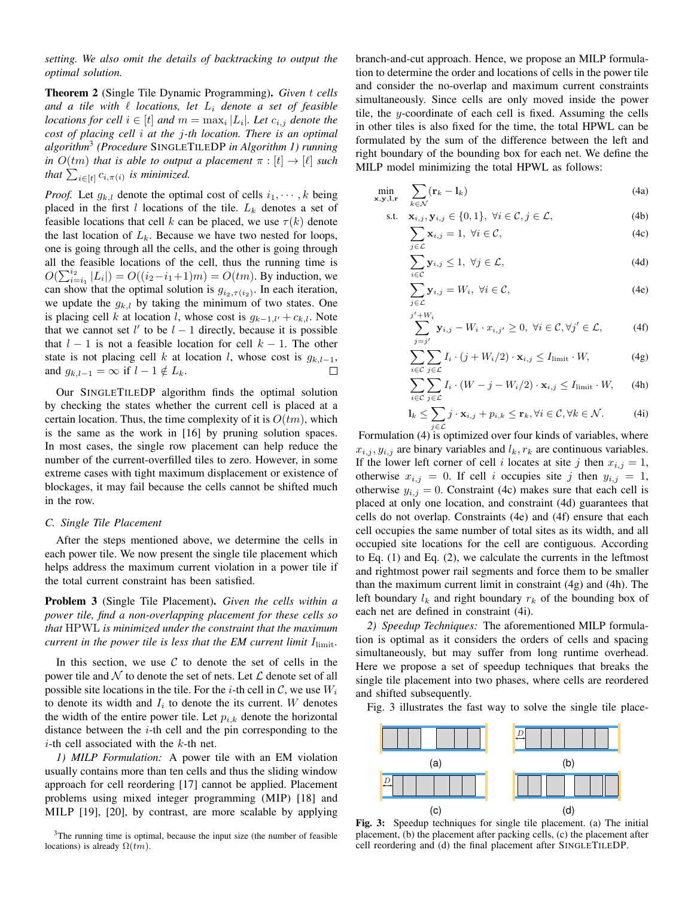*setting. We also omit the details of backtracking to output the optimal solution.*

**Theorem 2** (Single Tile Dynamic Programming)**.** *Given $t$ cells and a tile with $\ell$ locations, let $L_i$ denote a set of feasible locations for cell $i \in [t]$ and $m = \max_i |L_i|$. Let $c_{i,j}$ denote the cost of placing cell $i$ at the $j$-th location. There is an optimal algorithm*[3] *(Procedure* SINGLETILEDP *in Algorithm 1) running in $O(tm)$ that is able to output a placement $\pi : [t] \to [\ell]$ such that $\sum_{i\in[t]} c_{i,\pi(i)}$ is minimized.*

*Proof.* Let $g_{k,l}$ denote the optimal cost of cells $i_1, \cdots, k$ being placed in the first $l$ locations of the tile. $L_k$ denotes a set of feasible locations that cell $k$ can be placed, we use $\tau(k)$ denote the last location of $L_k$. Because we have two nested for loops, one is going through all the cells, and the other is going through all the feasible locations of the cell, thus the running time is $O(\sum_{i=i_1}^{i_2} |L_i|) = O((i_2 - i_1 + 1)m) = O(tm)$. By induction, we can show that the optimal solution is $g_{i_2,\tau(i_2)}$. In each iteration, we update the $g_{k,l}$ by taking the minimum of two states. One is placing cell $k$ at location $l$, whose cost is $g_{k-1,l'} + c_{k,l}$. Note that we cannot set $l'$ to be $l-1$ directly, because it is possible that $l-1$ is not a feasible location for cell $k-1$. The other state is not placing cell $k$ at location $l$, whose cost is $g_{k,l-1}$, and $g_{k,l-1} = \infty$ if $l - 1 \notin L_k$. ☐

Our SINGLETILEDP algorithm finds the optimal solution by checking the states whether the current cell is placed at a certain location. Thus, the time complexity of it is $O(tm)$, which is the same as the work in [16] by pruning solution spaces. In most cases, the single row placement can help reduce the number of the current-overfilled tiles to zero. However, in some extreme cases with tight maximum displacement or existence of blockages, it may fail because the cells cannot be shifted much in the row.

### C. Single Tile Placement

After the steps mentioned above, we determine the cells in each power tile. We now present the single tile placement which helps address the maximum current violation in a power tile if the total current constraint has been satisfied.

**Problem 3** (Single Tile Placement)**.** *Given the cells within a power tile, find a non-overlapping placement for these cells so that* HPWL *is minimized under the constraint that the maximum current in the power tile is less that the EM current limit $I_{\text{limit}}$.*

In this section, we use $\mathcal{C}$ to denote the set of cells in the power tile and $\mathcal{N}$ to denote the set of nets. Let $\mathcal{L}$ denote set of all possible site locations in the tile. For the $i$-th cell in $\mathcal{C}$, we use $W_i$ to denote its width and $I_i$ to denote the its current. $W$ denotes the width of the entire power tile. Let $p_{i,k}$ denote the horizontal distance between the $i$-th cell and the pin corresponding to the $i$-th cell associated with the $k$-th net.

*1) MILP Formulation:* A power tile with an EM violation usually contains more than ten cells and thus the sliding window approach for cell reordering [17] cannot be applied. Placement problems using mixed integer programming (MIP) [18] and MILP [19], [20], by contrast, are more scalable by applying branch-and-cut approach. Hence, we propose an MILP formulation to determine the order and locations of cells in the power tile and consider the no-overlap and maximum current constraints simultaneously. Since cells are only moved inside the power tile, the $y$-coordinate of each cell is fixed. Assuming the cells in other tiles is also fixed for the time, the total HPWL can be formulated by the sum of the difference between the left and right boundary of the bounding box for each net. We define the MILP model minimizing the total HPWL as follows:

$$\min_{\mathbf{x},\mathbf{y},\mathbf{l},\mathbf{r}} \quad \sum_{k\in\mathcal{N}} (\mathbf{r}_k - \mathbf{l}_k) \tag{4a}$$

$$\text{s.t.} \quad \mathbf{x}_{i,j}, \mathbf{y}_{i,j} \in \{0,1\}, \ \forall i \in \mathcal{C}, j \in \mathcal{L}, \tag{4b}$$

$$\sum_{j\in\mathcal{L}} \mathbf{x}_{i,j} = 1, \ \forall i \in \mathcal{C}, \tag{4c}$$

$$\sum_{i\in\mathcal{C}} \mathbf{y}_{i,j} \le 1, \ \forall j \in \mathcal{L}, \tag{4d}$$

$$\sum_{j\in\mathcal{L}} \mathbf{y}_{i,j} = W_i, \ \forall i \in \mathcal{C}, \tag{4e}$$

$$\sum_{j=j'}^{j'+W_i} \mathbf{y}_{i,j} - W_i \cdot x_{i,j'} \ge 0, \ \forall i \in \mathcal{C}, \forall j' \in \mathcal{L}, \tag{4f}$$

$$\sum_{i\in\mathcal{C}} \sum_{j\in\mathcal{L}} I_i \cdot (j + W_i/2) \cdot \mathbf{x}_{i,j} \le I_{\text{limit}} \cdot W, \tag{4g}$$

$$\sum_{i\in\mathcal{C}} \sum_{j\in\mathcal{L}} I_i \cdot (W - j - W_i/2) \cdot \mathbf{x}_{i,j} \le I_{\text{limit}} \cdot W, \tag{4h}$$

$$\mathbf{l}_k \le \sum_{j\in\mathcal{L}} j \cdot \mathbf{x}_{i,j} + p_{i,k} \le \mathbf{r}_k, \forall i \in \mathcal{C}, \forall k \in \mathcal{N}. \tag{4i}$$

Formulation (4) is optimized over four kinds of variables, where $x_{i,j}, y_{i,j}$ are binary variables and $l_k, r_k$ are continuous variables. If the lower left corner of cell $i$ locates at site $j$ then $x_{i,j} = 1$, otherwise $x_{i,j} = 0$. If cell $i$ occupies site $j$ then $y_{i,j} = 1$, otherwise $y_{i,j} = 0$. Constraint (4c) makes sure that each cell is placed at only one location, and constraint (4d) guarantees that cells do not overlap. Constraints (4e) and (4f) ensure that each cell occupies the same number of total sites as its width, and all occupied site locations for the cell are contiguous. According to Eq. (1) and Eq. (2), we calculate the currents in the leftmost and rightmost power rail segments and force them to be smaller than the maximum current limit in constraint (4g) and (4h). The left boundary $l_k$ and right boundary $r_k$ of the bounding box of each net are defined in constraint (4i).

*2) Speedup Techniques:* The aforementioned MILP formulation is optimal as it considers the orders of cells and spacing simultaneously, but may suffer from long runtime overhead. Here we propose a set of speedup techniques that breaks the single tile placement into two phases, where cells are reordered and shifted subsequently.

Fig. 3 illustrates the fast way to solve the single tile placement

**Fig. 3:** Speedup techniques for single tile placement. (a) The initial placement, (b) the placement after packing cells, (c) the placement after cell reordering and (d) the final placement after SINGLETILEDP.

[3] The running time is optimal, because the input size (the number of feasible locations) is already $\Omega(tm)$.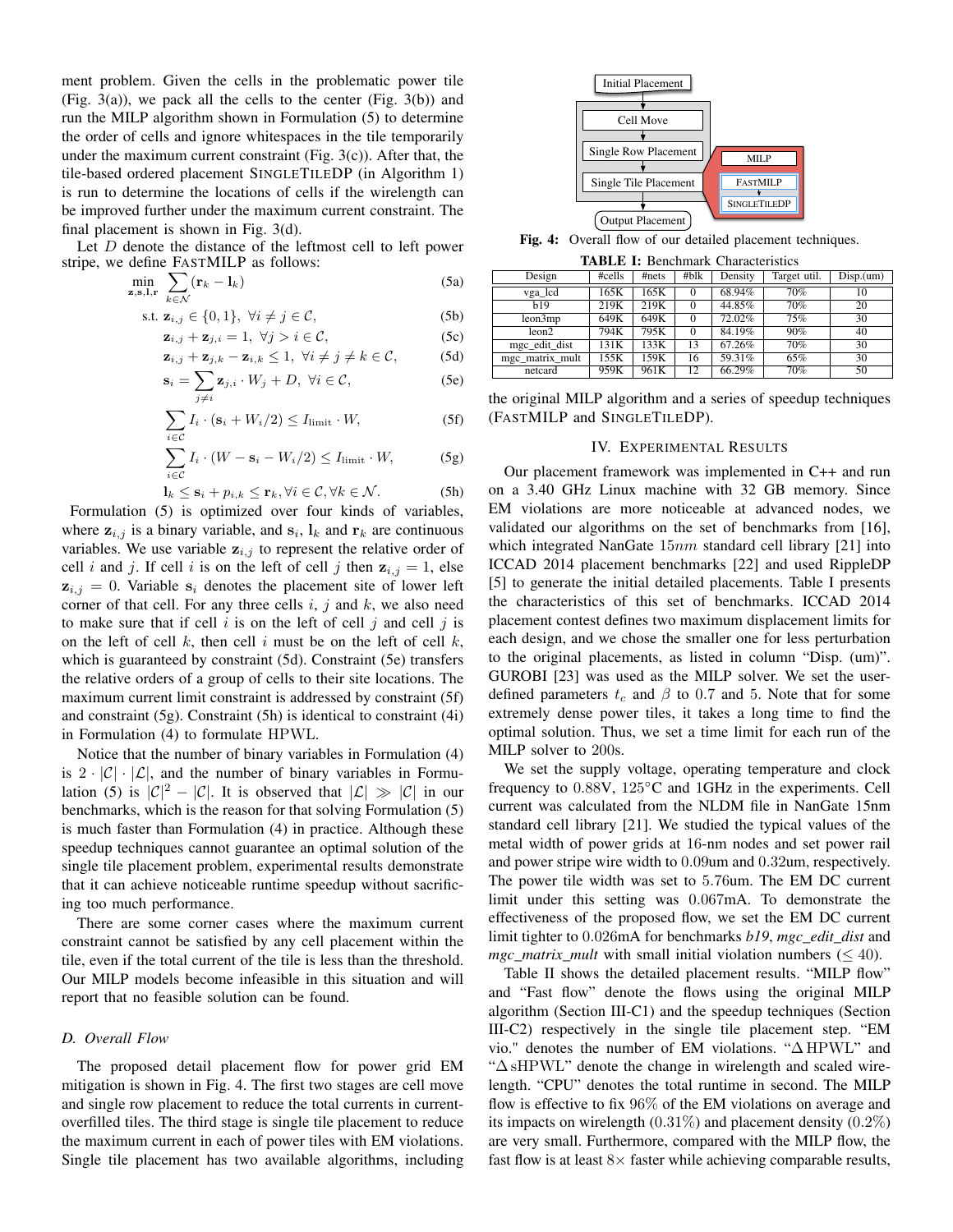ment problem. Given the cells in the problematic power tile (Fig. 3(a)), we pack all the cells to the center (Fig. 3(b)) and run the MILP algorithm shown in Formulation (5) to determine the order of cells and ignore whitespaces in the tile temporarily under the maximum current constraint (Fig. 3(c)). After that, the tile-based ordered placement SINGLETILEDP (in Algorithm 1) is run to determine the locations of cells if the wirelength can be improved further under the maximum current constraint. The final placement is shown in Fig. 3(d).

Let $D$ denote the distance of the leftmost cell to left power stripe, we define FASTMILP as follows:

$$\min_{\mathbf{z},\mathbf{s},\mathbf{l},\mathbf{r}} \sum_{k \in \mathcal{N}} (\mathbf{r}_k - \mathbf{l}_k) \tag{5a}$$

$$\text{s.t. } \mathbf{z}_{i,j} \in \{0,1\},\ \forall i \neq j \in \mathcal{C}, \tag{5b}$$

$$\mathbf{z}_{i,j} + \mathbf{z}_{j,i} = 1,\ \forall j > i \in \mathcal{C}, \tag{5c}$$

$$\mathbf{z}_{i,j} + \mathbf{z}_{j,k} - \mathbf{z}_{i,k} \leq 1,\ \forall i \neq j \neq k \in \mathcal{C}, \tag{5d}$$

$$\mathbf{s}_i = \sum_{j \neq i} \mathbf{z}_{j,i} \cdot W_j + D,\ \forall i \in \mathcal{C}, \tag{5e}$$

$$\sum_{i \in \mathcal{C}} I_i \cdot (\mathbf{s}_i + W_i/2) \leq I_{\text{limit}} \cdot W, \tag{5f}$$

$$\sum_{i \in \mathcal{C}} I_i \cdot (W - \mathbf{s}_i - W_i/2) \leq I_{\text{limit}} \cdot W, \tag{5g}$$

$$\mathbf{l}_k \leq \mathbf{s}_i + p_{i,k} \leq \mathbf{r}_k, \forall i \in \mathcal{C}, \forall k \in \mathcal{N}. \tag{5h}$$

Formulation (5) is optimized over four kinds of variables, where $\mathbf{z}_{i,j}$ is a binary variable, and $\mathbf{s}_i$, $\mathbf{l}_k$ and $\mathbf{r}_k$ are continuous variables. We use variable $\mathbf{z}_{i,j}$ to represent the relative order of cell $i$ and $j$. If cell $i$ is on the left of cell $j$ then $\mathbf{z}_{i,j} = 1$, else $\mathbf{z}_{i,j} = 0$. Variable $\mathbf{s}_i$ denotes the placement site of lower left corner of that cell. For any three cells $i$, $j$ and $k$, we also need to make sure that if cell $i$ is on the left of cell $j$ and cell $j$ is on the left of cell $k$, then cell $i$ must be on the left of cell $k$, which is guaranteed by constraint (5d). Constraint (5e) transfers the relative orders of a group of cells to their site locations. The maximum current limit constraint is addressed by constraint (5f) and constraint (5g). Constraint (5h) is identical to constraint (4i) in Formulation (4) to formulate HPWL.

Notice that the number of binary variables in Formulation (4) is $2 \cdot |\mathcal{C}| \cdot |\mathcal{L}|$, and the number of binary variables in Formulation (5) is $|\mathcal{C}|^2 - |\mathcal{C}|$. It is observed that $|\mathcal{L}| \gg |\mathcal{C}|$ in our benchmarks, which is the reason for that solving Formulation (5) is much faster than Formulation (4) in practice. Although these speedup techniques cannot guarantee an optimal solution of the single tile placement problem, experimental results demonstrate that it can achieve noticeable runtime speedup without sacrificing too much performance.

There are some corner cases where the maximum current constraint cannot be satisfied by any cell placement within the tile, even if the total current of the tile is less than the threshold. Our MILP models become infeasible in this situation and will report that no feasible solution can be found.

### D. Overall Flow

The proposed detail placement flow for power grid EM mitigation is shown in Fig. 4. The first two stages are cell move and single row placement to reduce the total currents in current-overfilled tiles. The third stage is single tile placement to reduce the maximum current in each of power tiles with EM violations. Single tile placement has two available algorithms, including the original MILP algorithm and a series of speedup techniques (FASTMILP and SINGLETILEDP).

Fig. 4: Overall flow of our detailed placement techniques.

TABLE I: Benchmark Characteristics

| Design | #cells | #nets | #blk | Density | Target util. | Disp.(um) |
|---|---|---|---|---|---|---|
| vga_lcd | 165K | 165K | 0 | 68.94% | 70% | 10 |
| b19 | 219K | 219K | 0 | 44.85% | 70% | 20 |
| leon3mp | 649K | 649K | 0 | 72.02% | 75% | 30 |
| leon2 | 794K | 795K | 0 | 84.19% | 90% | 40 |
| mgc_edit_dist | 131K | 133K | 13 | 67.26% | 70% | 30 |
| mgc_matrix_mult | 155K | 159K | 16 | 59.31% | 65% | 30 |
| netcard | 959K | 961K | 12 | 66.29% | 70% | 50 |

## IV. EXPERIMENTAL RESULTS

Our placement framework was implemented in C++ and run on a 3.40 GHz Linux machine with 32 GB memory. Since EM violations are more noticeable at advanced nodes, we validated our algorithms on the set of benchmarks from [16], which integrated NanGate $15nm$ standard cell library [21] into ICCAD 2014 placement benchmarks [22] and used RippleDP [5] to generate the initial detailed placements. Table I presents the characteristics of this set of benchmarks. ICCAD 2014 placement contest defines two maximum displacement limits for each design, and we chose the smaller one for less perturbation to the original placements, as listed in column "Disp. (um)". GUROBI [23] was used as the MILP solver. We set the user-defined parameters $t_c$ and $\beta$ to 0.7 and 5. Note that for some extremely dense power tiles, it takes a long time to find the optimal solution. Thus, we set a time limit for each run of the MILP solver to 200s.

We set the supply voltage, operating temperature and clock frequency to 0.88V, 125°C and 1GHz in the experiments. Cell current was calculated from the NLDM file in NanGate 15nm standard cell library [21]. We studied the typical values of the metal width of power grids at 16-nm nodes and set power rail and power stripe wire width to 0.09um and 0.32um, respectively. The power tile width was set to 5.76um. The EM DC current limit under this setting was 0.067mA. To demonstrate the effectiveness of the proposed flow, we set the EM DC current limit tighter to 0.026mA for benchmarks *b19*, *mgc_edit_dist* and *mgc_matrix_mult* with small initial violation numbers ($\leq 40$).

Table II shows the detailed placement results. "MILP flow" and "Fast flow" denote the flows using the original MILP algorithm (Section III-C1) and the speedup techniques (Section III-C2) respectively in the single tile placement step. "EM vio." denotes the number of EM violations. "$\Delta$ HPWL" and "$\Delta$ sHPWL" denote the change in wirelength and scaled wirelength. "CPU" denotes the total runtime in second. The MILP flow is effective to fix 96% of the EM violations on average and its impacts on wirelength (0.31%) and placement density (0.2%) are very small. Furthermore, compared with the MILP flow, the fast flow is at least 8× faster while achieving comparable results,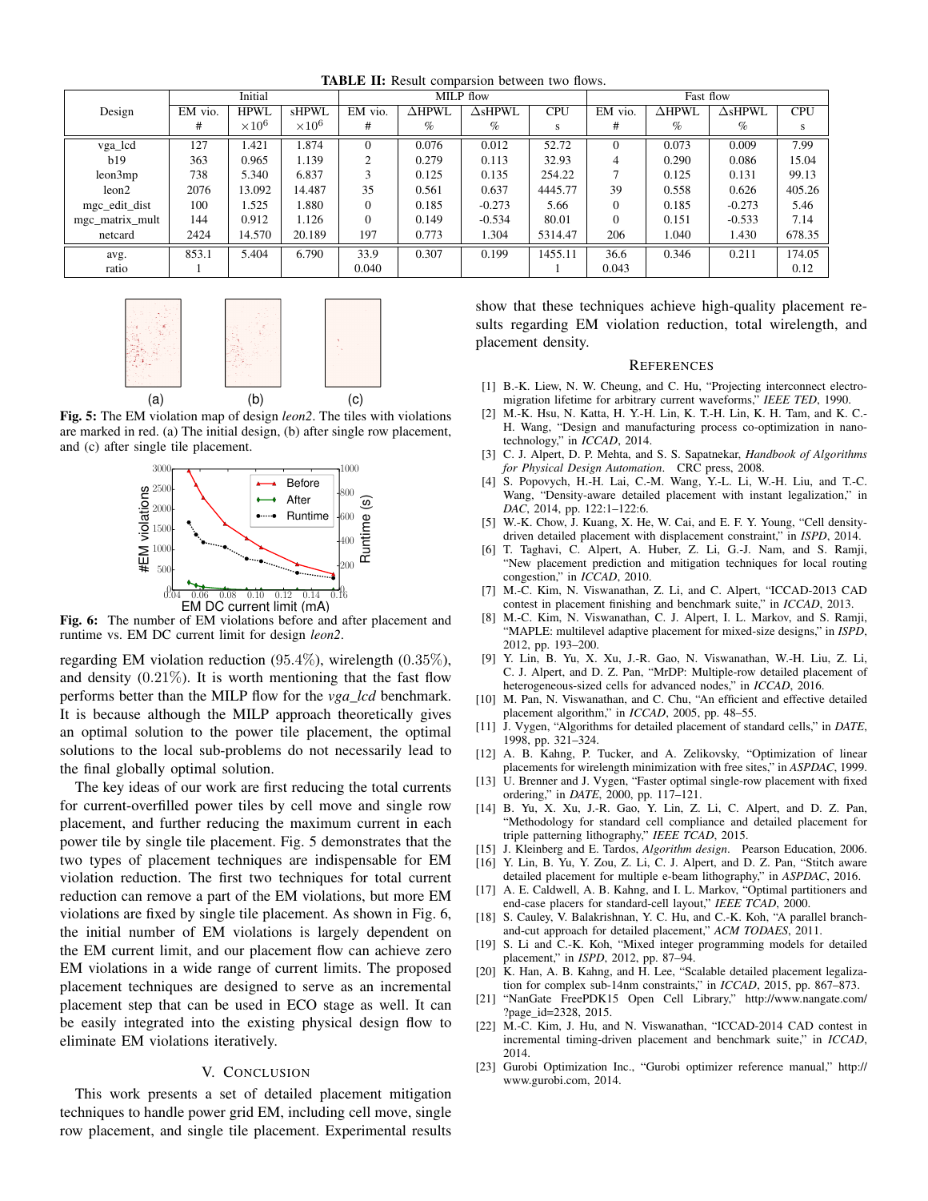**TABLE II:** Result comparsion between two flows.

| Design | Initial | | | MILP flow | | | | Fast flow | | | |
|---|---|---|---|---|---|---|---|---|---|---|---|
| | EM vio. # | HPWL $\times 10^6$ | sHPWL $\times 10^6$ | EM vio. # | ΔHPWL % | ΔsHPWL % | CPU s | EM vio. # | ΔHPWL % | ΔsHPWL % | CPU s |
| vga_lcd | 127 | 1.421 | 1.874 | 0 | 0.076 | 0.012 | 52.72 | 0 | 0.073 | 0.009 | 7.99 |
| b19 | 363 | 0.965 | 1.139 | 2 | 0.279 | 0.113 | 32.93 | 4 | 0.290 | 0.086 | 15.04 |
| leon3mp | 738 | 5.340 | 6.837 | 3 | 0.125 | 0.135 | 254.22 | 7 | 0.125 | 0.131 | 99.13 |
| leon2 | 2076 | 13.092 | 14.487 | 35 | 0.561 | 0.637 | 4445.77 | 39 | 0.558 | 0.626 | 405.26 |
| mgc_edit_dist | 100 | 1.525 | 1.880 | 0 | 0.185 | -0.273 | 5.66 | 0 | 0.185 | -0.273 | 5.46 |
| mgc_matrix_mult | 144 | 0.912 | 1.126 | 0 | 0.149 | -0.534 | 80.01 | 0 | 0.151 | -0.533 | 7.14 |
| netcard | 2424 | 14.570 | 20.189 | 197 | 0.773 | 1.304 | 5314.47 | 206 | 1.040 | 1.430 | 678.35 |
| avg. | 853.1 | 5.404 | 6.790 | 33.9 | 0.307 | 0.199 | 1455.11 | 36.6 | 0.346 | 0.211 | 174.05 |
| ratio | 1 | | | 0.040 | | | 1 | 0.043 | | | 0.12 |

(a) (b) (c)

**Fig. 5:** The EM violation map of design *leon2*. The tiles with violations are marked in red. (a) The initial design, (b) after single row placement, and (c) after single tile placement.

#EM violations
Runtime (s)
EM DC current limit (mA)
Before
After
Runtime

**Fig. 6:** The number of EM violations before and after placement and runtime vs. EM DC current limit for design *leon2*.

regarding EM violation reduction (95.4%), wirelength (0.35%), and density (0.21%). It is worth mentioning that the fast flow performs better than the MILP flow for the *vga_lcd* benchmark. It is because although the MILP approach theoretically gives an optimal solution to the power tile placement, the optimal solutions to the local sub-problems do not necessarily lead to the final globally optimal solution.

The key ideas of our work are first reducing the total currents for current-overfilled power tiles by cell move and single row placement, and further reducing the maximum current in each power tile by single tile placement. Fig. 5 demonstrates that the two types of placement techniques are indispensable for EM violation reduction. The first two techniques for total current reduction can remove a part of the EM violations, but more EM violations are fixed by single tile placement. As shown in Fig. 6, the initial number of EM violations is largely dependent on the EM current limit, and our placement flow can achieve zero EM violations in a wide range of current limits. The proposed placement techniques are designed to serve as an incremental placement step that can be used in ECO stage as well. It can be easily integrated into the existing physical design flow to eliminate EM violations iteratively.

## V. Conclusion

This work presents a set of detailed placement mitigation techniques to handle power grid EM, including cell move, single row placement, and single tile placement. Experimental results show that these techniques achieve high-quality placement results regarding EM violation reduction, total wirelength, and placement density.

## References

[1] B.-K. Liew, N. W. Cheung, and C. Hu, "Projecting interconnect electromigration lifetime for arbitrary current waveforms," *IEEE TED*, 1990.

[2] M.-K. Hsu, N. Katta, H. Y.-H. Lin, K. T.-H. Lin, K. H. Tam, and K. C.-H. Wang, "Design and manufacturing process co-optimization in nano-technology," in *ICCAD*, 2014.

[3] C. J. Alpert, D. P. Mehta, and S. S. Sapatnekar, *Handbook of Algorithms for Physical Design Automation*. CRC press, 2008.

[4] S. Popovych, H.-H. Lai, C.-M. Wang, Y.-L. Li, W.-H. Liu, and T.-C. Wang, "Density-aware detailed placement with instant legalization," in *DAC*, 2014, pp. 122:1–122:6.

[5] W.-K. Chow, J. Kuang, X. He, W. Cai, and E. F. Y. Young, "Cell density-driven detailed placement with displacement constraint," in *ISPD*, 2014.

[6] T. Taghavi, C. Alpert, A. Huber, Z. Li, G.-J. Nam, and S. Ramji, "New placement prediction and mitigation techniques for local routing congestion," in *ICCAD*, 2010.

[7] M.-C. Kim, N. Viswanathan, Z. Li, and C. Alpert, "ICCAD-2013 CAD contest in placement finishing and benchmark suite," in *ICCAD*, 2013.

[8] M.-C. Kim, N. Viswanathan, C. J. Alpert, I. L. Markov, and S. Ramji, "MAPLE: multilevel adaptive placement for mixed-size designs," in *ISPD*, 2012, pp. 193–200.

[9] Y. Lin, B. Yu, X. Xu, J.-R. Gao, N. Viswanathan, W.-H. Liu, Z. Li, C. J. Alpert, and D. Z. Pan, "MrDP: Multiple-row detailed placement of heterogeneous-sized cells for advanced nodes," in *ICCAD*, 2016.

[10] M. Pan, N. Viswanathan, and C. Chu, "An efficient and effective detailed placement algorithm," in *ICCAD*, 2005, pp. 48–55.

[11] J. Vygen, "Algorithms for detailed placement of standard cells," in *DATE*, 1998, pp. 321–324.

[12] A. B. Kahng, P. Tucker, and A. Zelikovsky, "Optimization of linear placements for wirelength minimization with free sites," in *ASPDAC*, 1999.

[13] U. Brenner and J. Vygen, "Faster optimal single-row placement with fixed ordering," in *DATE*, 2000, pp. 117–121.

[14] B. Yu, X. Xu, J.-R. Gao, Y. Lin, Z. Li, C. Alpert, and D. Z. Pan, "Methodology for standard cell compliance and detailed placement for triple patterning lithography," *IEEE TCAD*, 2015.

[15] J. Kleinberg and E. Tardos, *Algorithm design*. Pearson Education, 2006.

[16] Y. Lin, B. Yu, Y. Zou, Z. Li, C. J. Alpert, and D. Z. Pan, "Stitch aware detailed placement for multiple e-beam lithography," in *ASPDAC*, 2016.

[17] A. E. Caldwell, A. B. Kahng, and I. L. Markov, "Optimal partitioners and end-case placers for standard-cell layout," *IEEE TCAD*, 2000.

[18] S. Cauley, V. Balakrishnan, Y. C. Hu, and C.-K. Koh, "A parallel branch-and-cut approach for detailed placement," *ACM TODAES*, 2011.

[19] S. Li and C.-K. Koh, "Mixed integer programming models for detailed placement," in *ISPD*, 2012, pp. 87–94.

[20] K. Han, A. B. Kahng, and H. Lee, "Scalable detailed placement legalization for complex sub-14nm constraints," in *ICCAD*, 2015, pp. 867–873.

[21] "NanGate FreePDK15 Open Cell Library," http://www.nangate.com/?page_id=2328, 2015.

[22] M.-C. Kim, J. Hu, and N. Viswanathan, "ICCAD-2014 CAD contest in incremental timing-driven placement and benchmark suite," in *ICCAD*, 2014.

[23] Gurobi Optimization Inc., "Gurobi optimizer reference manual," http://www.gurobi.com, 2014.